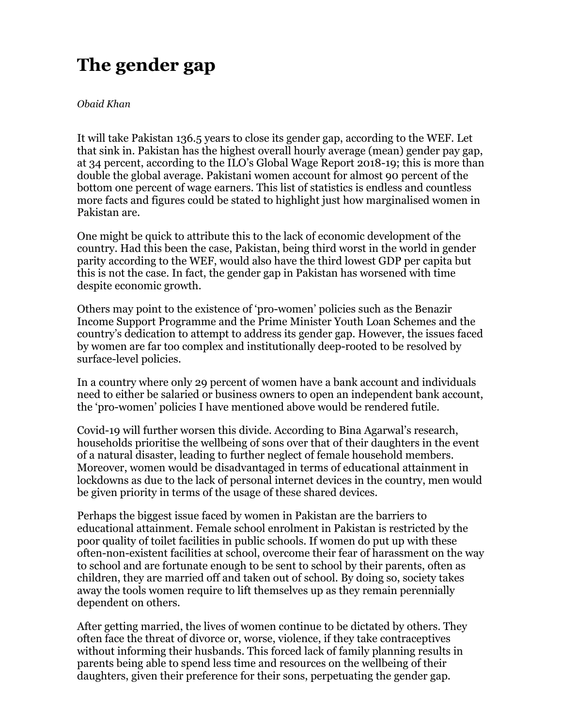# The gender gap

*Obaid Khan*

It will take Pakistan 136.5 years to close its gender gap, according to the WEF. Let that sink in. Pakistan has the highest overall hourly average (mean) gender pay gap, at 34 percent, according to the ILO's Global Wage Report 2018-19; this is more than double the global average. Pakistani women account for almost 90 percent of the bottom one percent of wage earners. This list of statistics is endless and countless more facts and figures could be stated to highlight just how marginalised women in Pakistan are.

One might be quick to attribute this to the lack of economic development of the country. Had this been the case, Pakistan, being third worst in the world in gender parity according to the WEF, would also have the third lowest GDP per capita but this is not the case. In fact, the gender gap in Pakistan has worsened with time despite economic growth.

Others may point to the existence of 'pro-women' policies such as the Benazir Income Support Programme and the Prime Minister Youth Loan Schemes and the country's dedication to attempt to address its gender gap. However, the issues faced by women are far too complex and institutionally deep-rooted to be resolved by surface-level policies.

In a country where only 29 percent of women have a bank account and individuals need to either be salaried or business owners to open an independent bank account, the 'pro-women' policies I have mentioned above would be rendered futile.

Covid-19 will further worsen this divide. According to Bina Agarwal's research, households prioritise the wellbeing of sons over that of their daughters in the event of a natural disaster, leading to further neglect of female household members. Moreover, women would be disadvantaged in terms of educational attainment in lockdowns as due to the lack of personal internet devices in the country, men would be given priority in terms of the usage of these shared devices.

Perhaps the biggest issue faced by women in Pakistan are the barriers to educational attainment. Female school enrolment in Pakistan is restricted by the poor quality of toilet facilities in public schools. If women do put up with these often-non-existent facilities at school, overcome their fear of harassment on the way to school and are fortunate enough to be sent to school by their parents, often as children, they are married off and taken out of school. By doing so, society takes away the tools women require to lift themselves up as they remain perennially dependent on others.

After getting married, the lives of women continue to be dictated by others. They often face the threat of divorce or, worse, violence, if they take contraceptives without informing their husbands. This forced lack of family planning results in parents being able to spend less time and resources on the wellbeing of their daughters, given their preference for their sons, perpetuating the gender gap.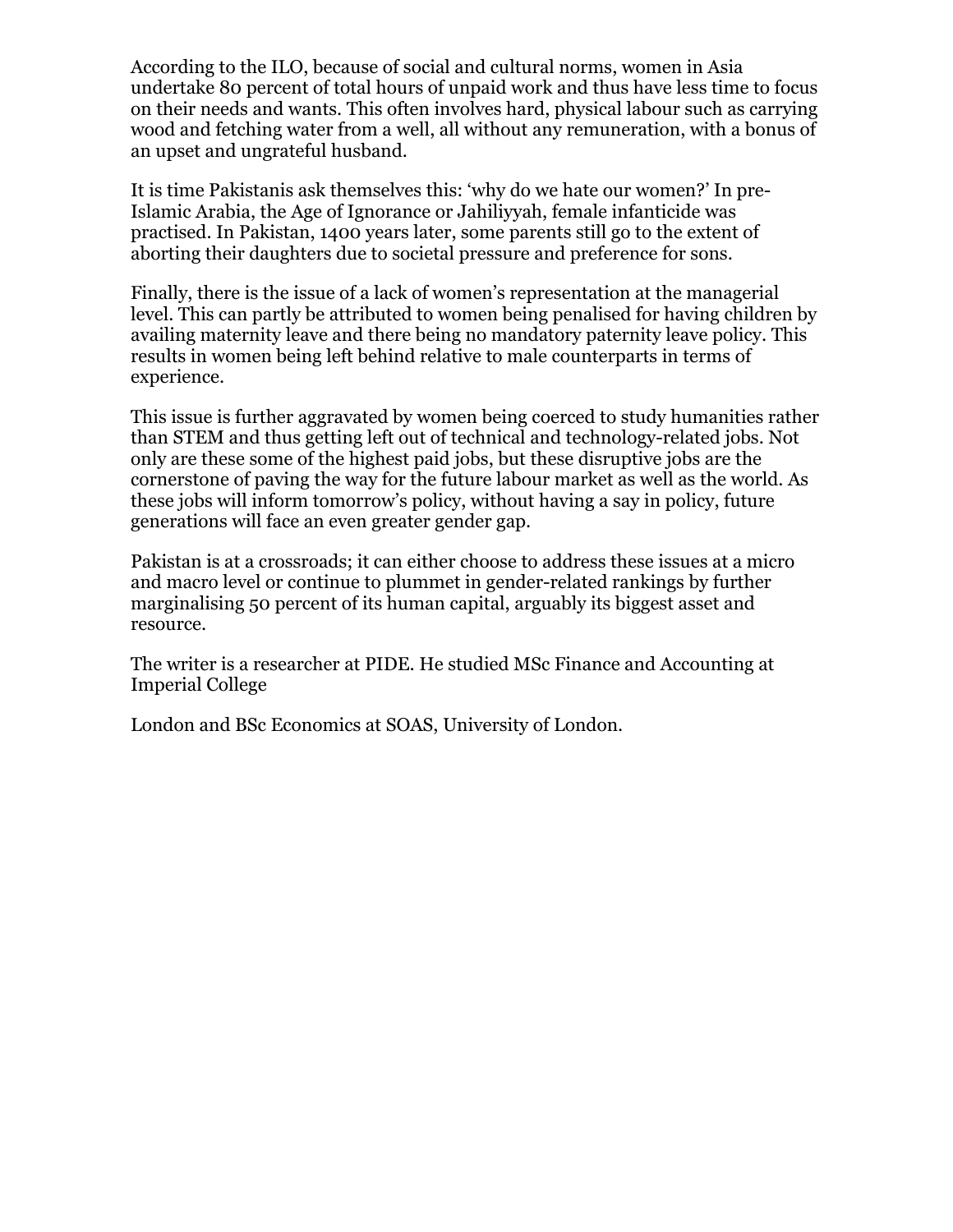According to the ILO, because of social and cultural norms, women in Asia undertake 80 percent of total hours of unpaid work and thus have less time to focus on their needs and wants. This often involves hard, physical labour such as carrying wood and fetching water from a well, all without any remuneration, with a bonus of an upset and ungrateful husband.

It is time Pakistanis ask themselves this: 'why do we hate our women?' In pre-Islamic Arabia, the Age of Ignorance or Jahiliyyah, female infanticide was practised. In Pakistan, 1400 years later, some parents still go to the extent of aborting their daughters due to societal pressure and preference for sons.

Finally, there is the issue of a lack of women's representation at the managerial level. This can partly be attributed to women being penalised for having children by availing maternity leave and there being no mandatory paternity leave policy. This results in women being left behind relative to male counterparts in terms of experience.

This issue is further aggravated by women being coerced to study humanities rather than STEM and thus getting left out of technical and technology-related jobs. Not only are these some of the highest paid jobs, but these disruptive jobs are the cornerstone of paving the way for the future labour market as well as the world. As these jobs will inform tomorrow's policy, without having a say in policy, future generations will face an even greater gender gap.

Pakistan is at a crossroads; it can either choose to address these issues at a micro and macro level or continue to plummet in gender-related rankings by further marginalising 50 percent of its human capital, arguably its biggest asset and resource.

The writer is a researcher at PIDE. He studied MSc Finance and Accounting at Imperial College

London and BSc Economics at SOAS, University of London.